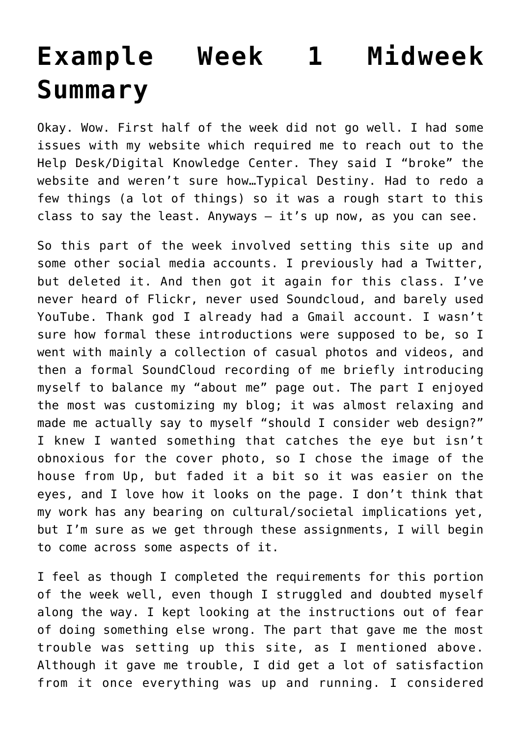# Example Week 1 Midweek Summary

Okay. Wow. First half of the week did not go well. I had some issues with my website which required me to reach out to the Help Desk/Digital Knowledge Center. They said I "broke" the website and weren't sure how…Typical Destiny. Had to redo a few things (a lot of things) so it was a rough start to this class to say the least. Anyways – it's up now, as you can see.

So this part of the week involved setting this site up and some other social media accounts. I previously had a Twitter, but deleted it. And then got it again for this class. I've never heard of Flickr, never used Soundcloud, and barely used YouTube. Thank god I already had a Gmail account. I wasn't sure how formal these introductions were supposed to be, so I went with mainly a collection of casual photos and videos, and then a formal SoundCloud recording of me briefly introducing myself to balance my "about me" page out. The part I enjoyed the most was customizing my blog; it was almost relaxing and made me actually say to myself "should I consider web design?" I knew I wanted something that catches the eye but isn't obnoxious for the cover photo, so I chose the image of the house from Up, but faded it a bit so it was easier on the eyes, and I love how it looks on the page. I don't think that my work has any bearing on cultural/societal implications yet, but I'm sure as we get through these assignments, I will begin to come across some aspects of it.

I feel as though I completed the requirements for this portion of the week well, even though I struggled and doubted myself along the way. I kept looking at the instructions out of fear of doing something else wrong. The part that gave me the most trouble was setting up this site, as I mentioned above. Although it gave me trouble, I did get a lot of satisfaction from it once everything was up and running. I considered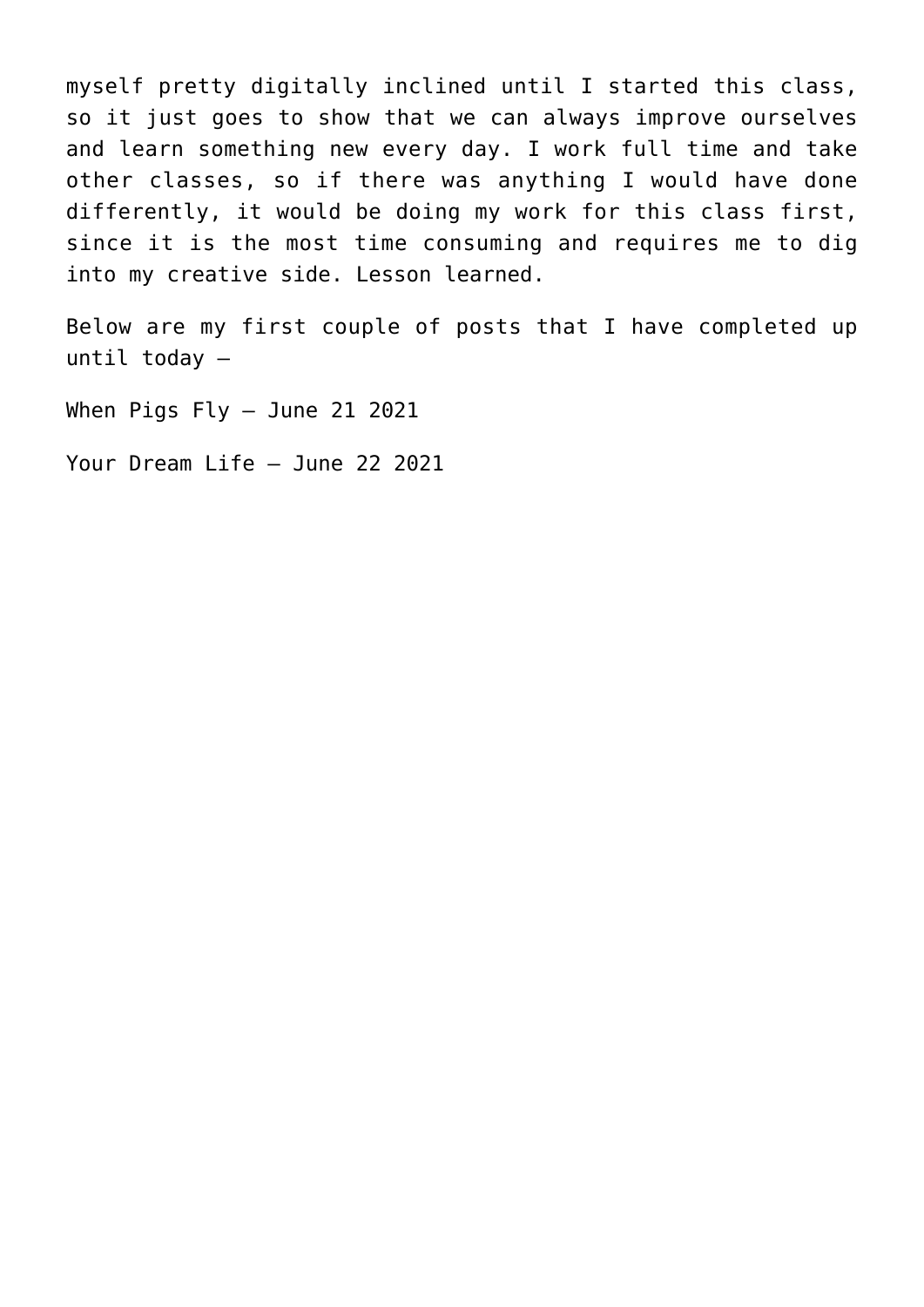myself pretty digitally inclined until I started this class, so it just goes to show that we can always improve ourselves and learn something new every day. I work full time and take other classes, so if there was anything I would have done differently, it would be doing my work for this class first, since it is the most time consuming and requires me to dig into my creative side. Lesson learned.

Below are my first couple of posts that I have completed up until today –

When Pigs Fly – June 21 2021

Your Dream Life – June 22 2021